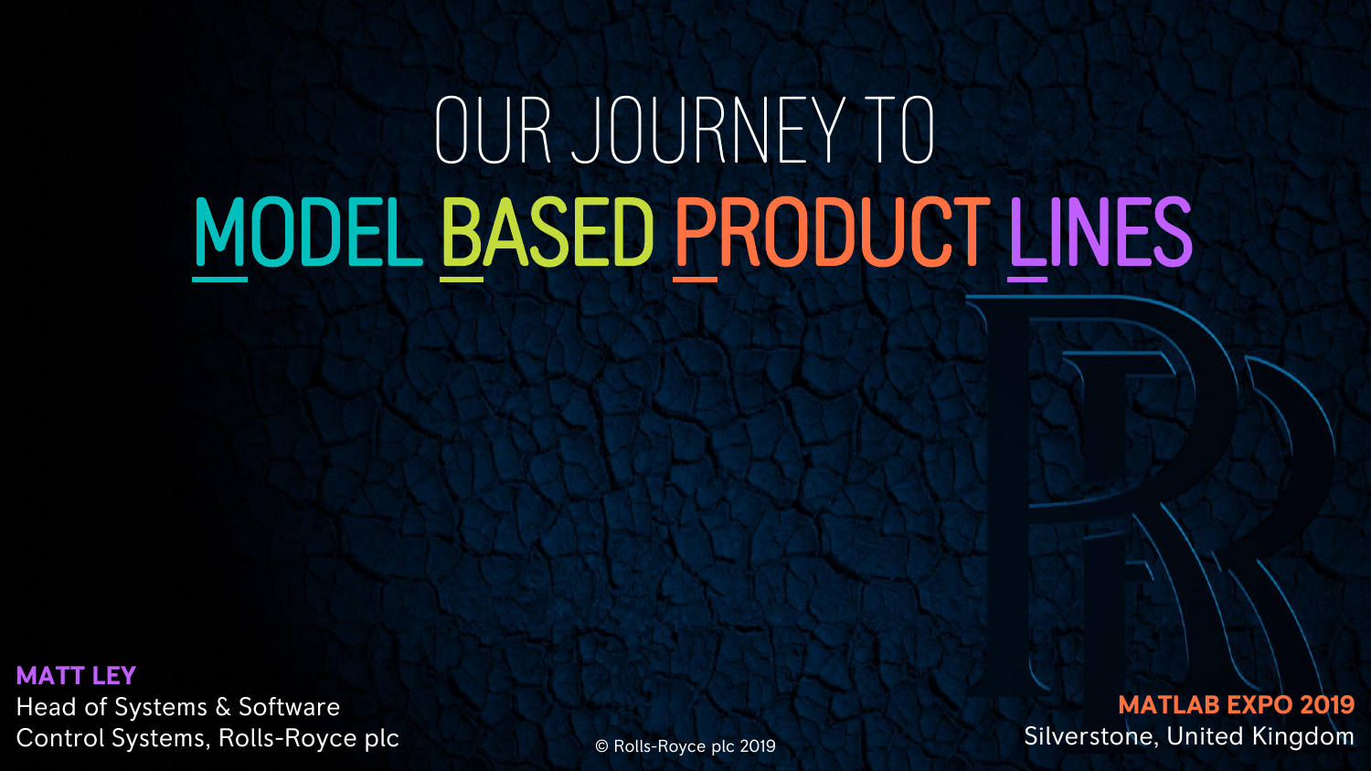# OUR JOURNEY TO MODEL BASED PRODUCT LINES

**MATT LEY**
Head of Systems & Software
Control Systems, Rolls-Royce plc

© Rolls-Royce plc 2019

**MATLAB EXPO 2019**
Silverstone, United Kingdom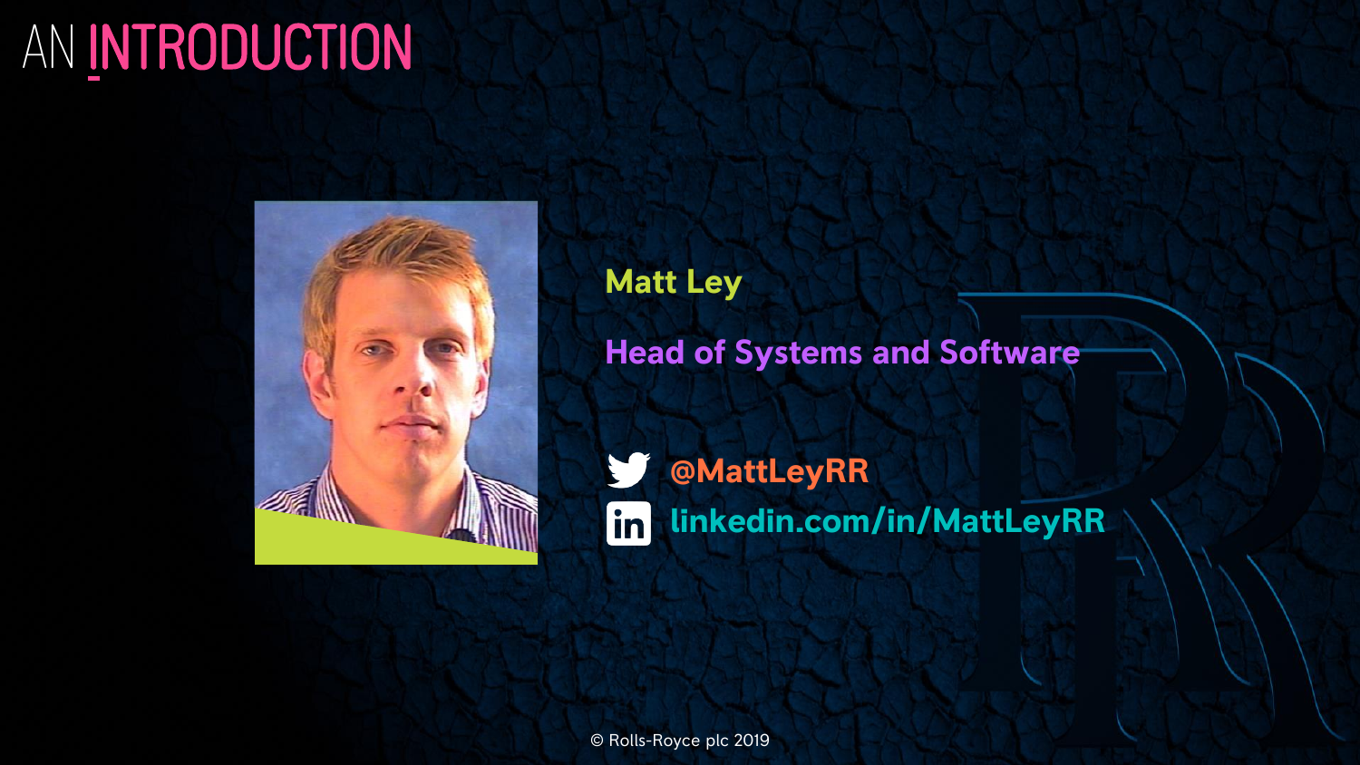# AN INTRODUCTION

**Matt Ley**

**Head of Systems and Software**

@MattLeyRR

linkedin.com/in/MattLeyRR

© Rolls-Royce plc 2019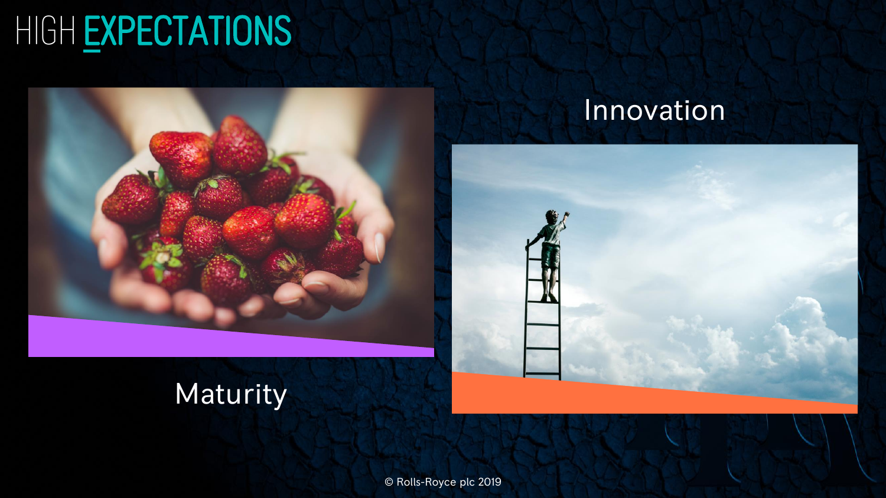# HIGH EXPECTATIONS

Maturity

Innovation

© Rolls-Royce plc 2019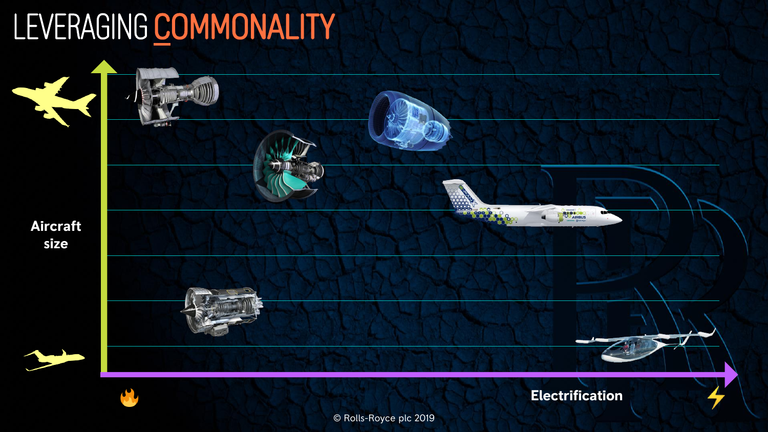# LEVERAGING COMMONALITY

Aircraft size

Electrification

© Rolls-Royce plc 2019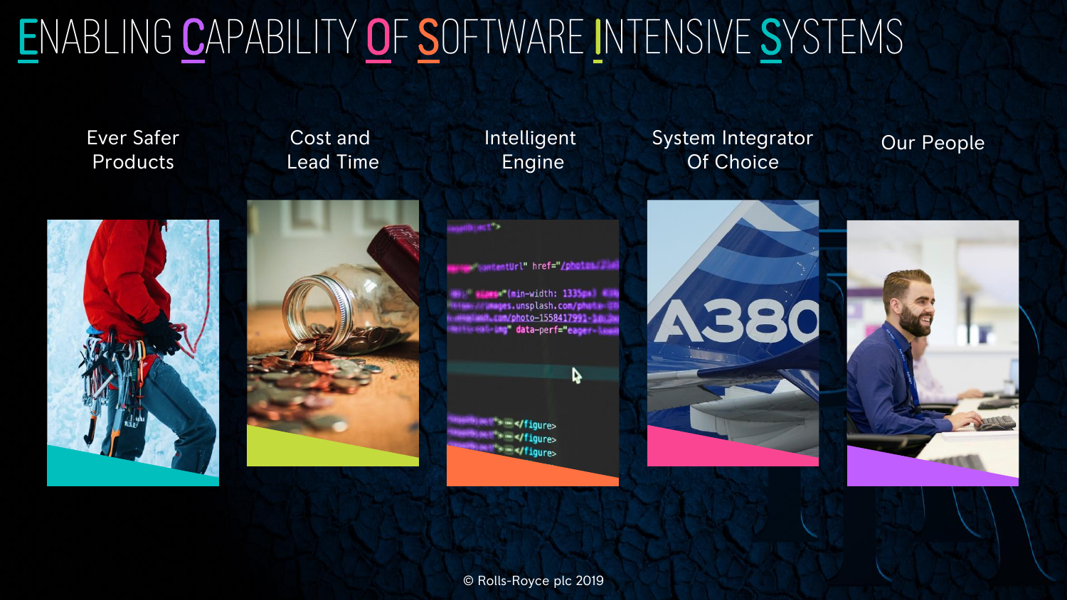# ENABLING CAPABILITY OF SOFTWARE INTENSIVE SYSTEMS

Ever Safer Products

Cost and Lead Time

Intelligent Engine

System Integrator Of Choice

Our People

© Rolls-Royce plc 2019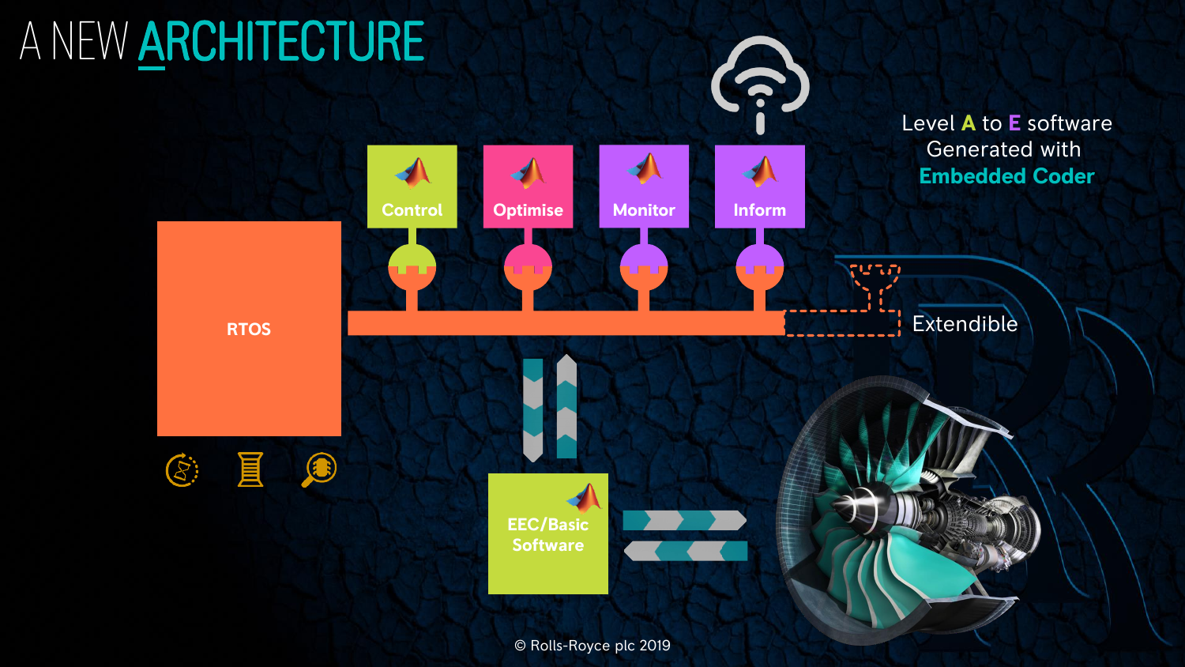# A NEW ARCHITECTURE

Control

Optimise

Monitor

Inform

RTOS

Extendible

EEC/Basic Software

Level A to E software Generated with **Embedded Coder**

© Rolls-Royce plc 2019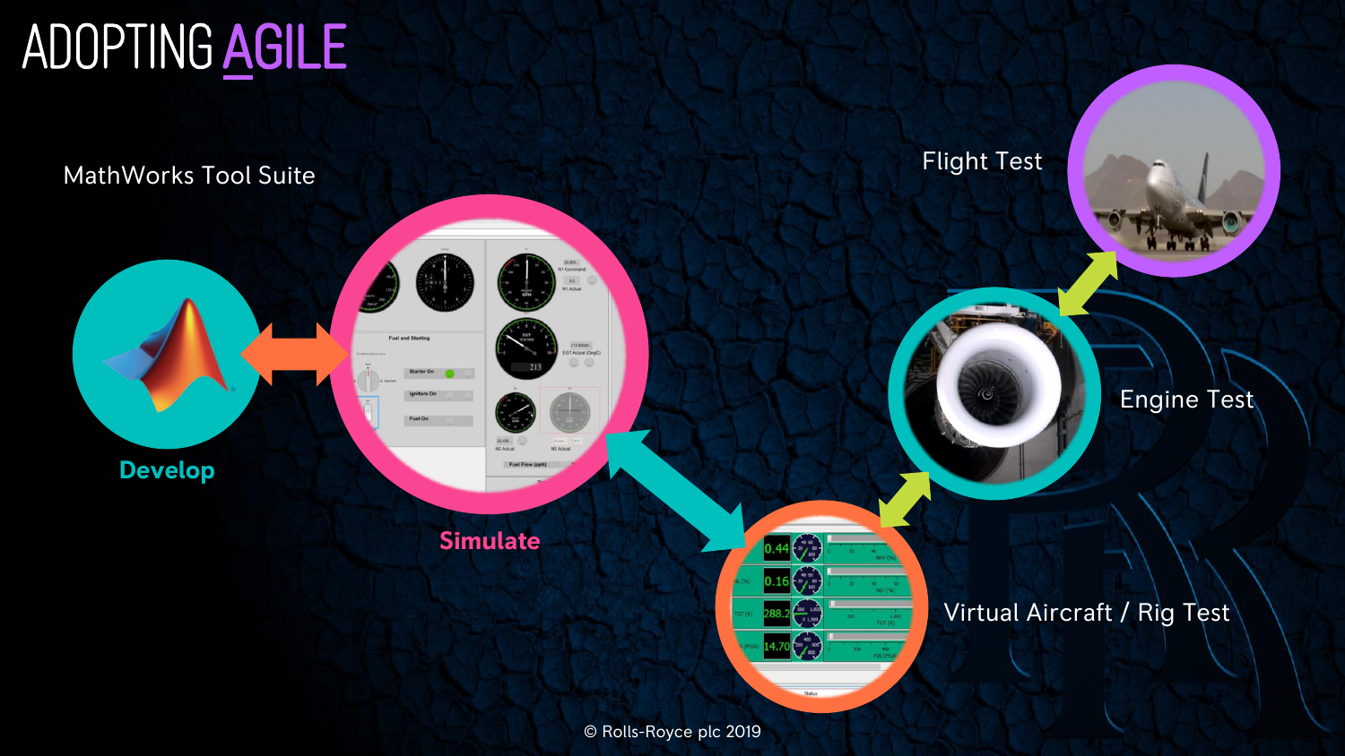# ADOPTING AGILE

MathWorks Tool Suite

**Develop**

**Simulate**

Virtual Aircraft / Rig Test

Engine Test

Flight Test

© Rolls-Royce plc 2019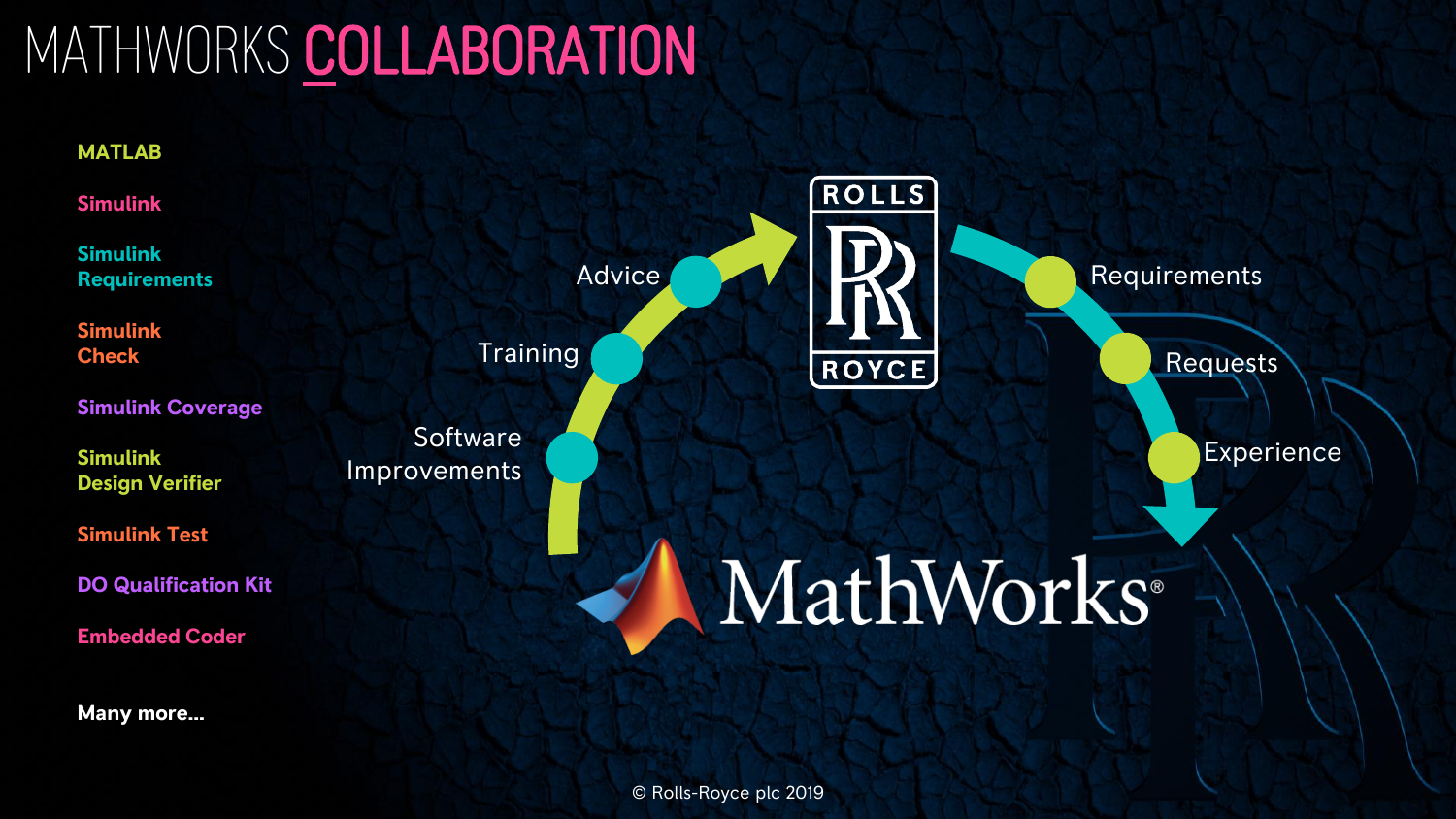# MATHWORKS COLLABORATION

- **MATLAB**
- **Simulink**
- **Simulink Requirements**
- **Simulink Check**
- **Simulink Coverage**
- **Simulink Design Verifier**
- **Simulink Test**
- **DO Qualification Kit**
- **Embedded Coder**

**Many more...**

Software Improvements

Training

Advice

ROLLS ROYCE

Requirements

Requests

Experience

MathWorks®

© Rolls-Royce plc 2019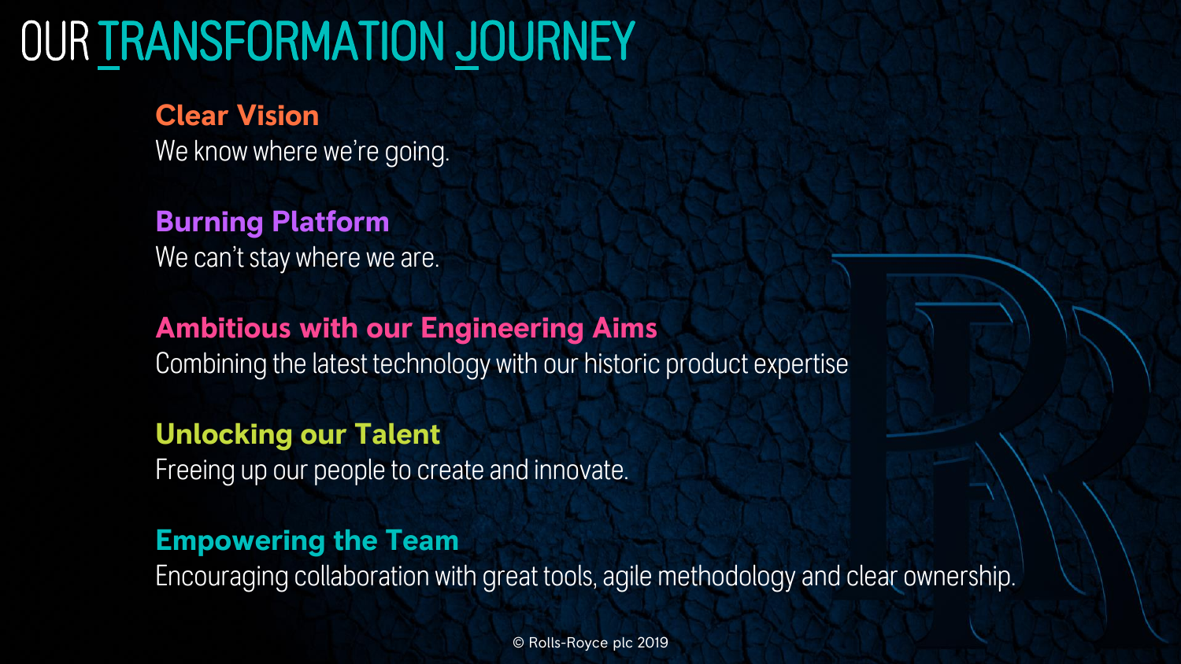# OUR TRANSFORMATION JOURNEY

**Clear Vision**
We know where we're going.

**Burning Platform**
We can't stay where we are.

**Ambitious with our Engineering Aims**
Combining the latest technology with our historic product expertise

**Unlocking our Talent**
Freeing up our people to create and innovate.

**Empowering the Team**
Encouraging collaboration with great tools, agile methodology and clear ownership.

© Rolls-Royce plc 2019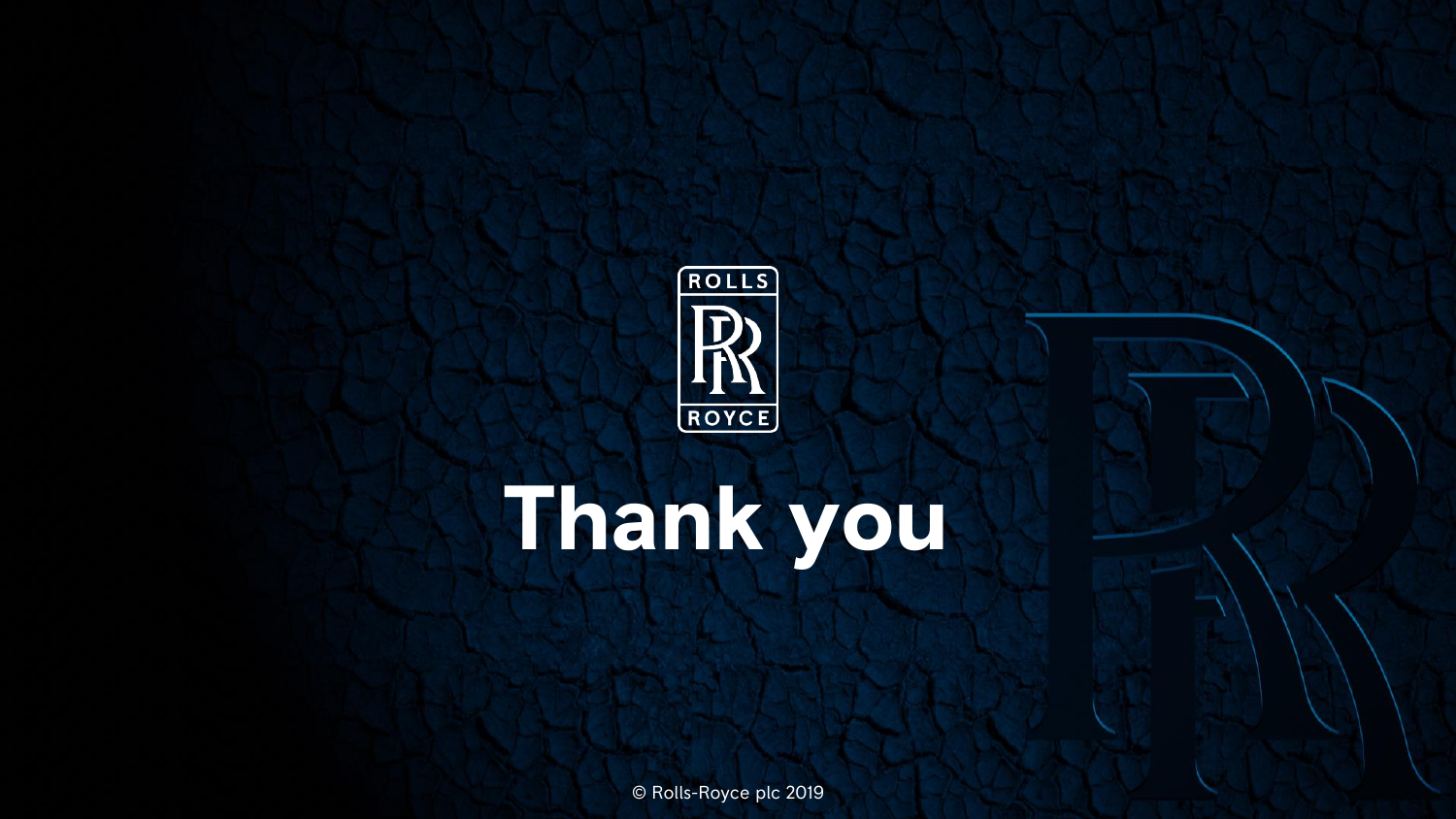ROLLS ROYCE

# Thank you

© Rolls-Royce plc 2019